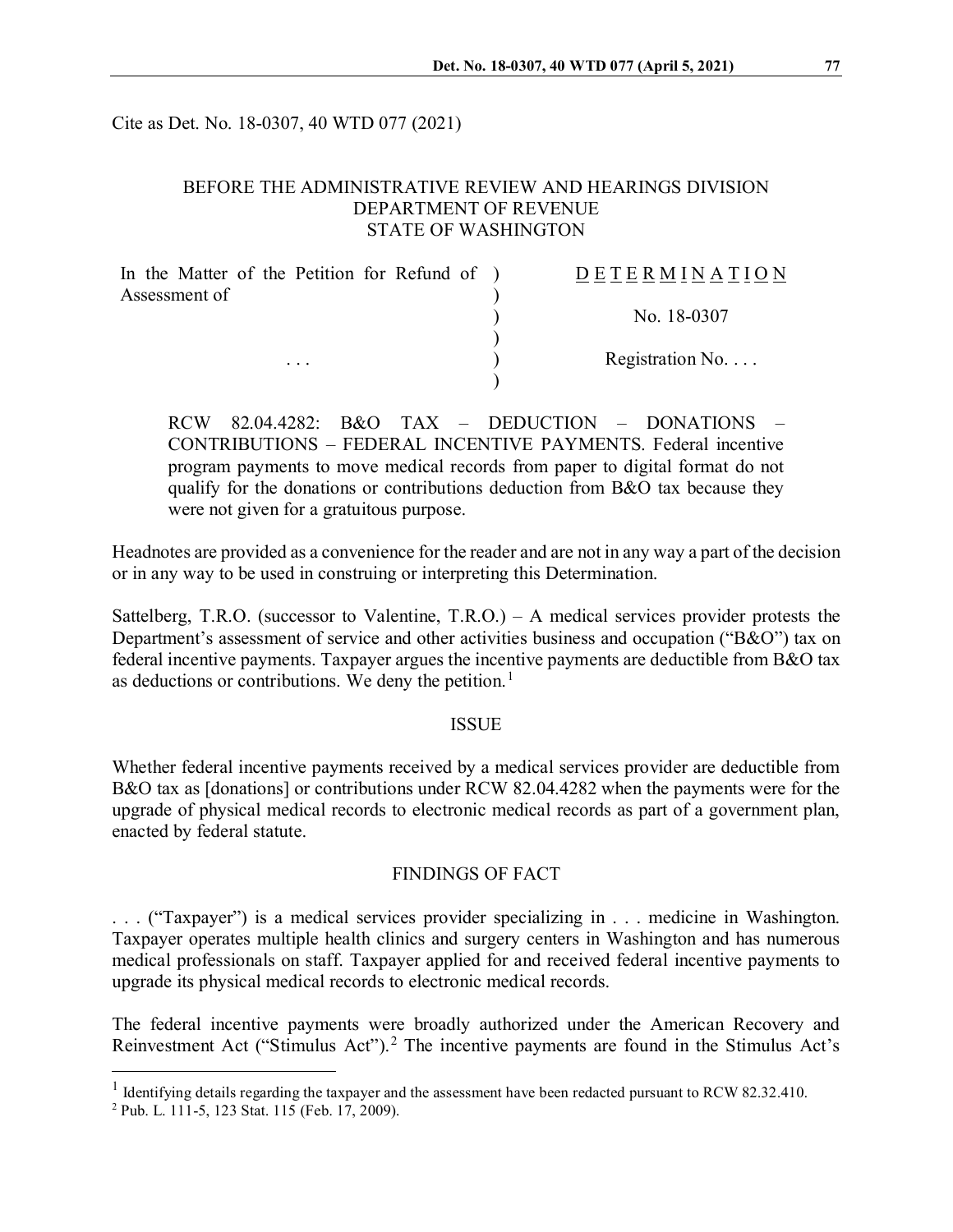Cite as Det. No. 18-0307, 40 WTD 077 (2021)

BEFORE THE ADMINISTRATIVE REVIEW AND HEARINGS DIVISION
DEPARTMENT OF REVENUE
STATE OF WASHINGTON

| | | |
|---|---|---|
| In the Matter of the Petition for Refund of Assessment of | ) | DETERMINATION |
| | ) | |
| | ) | No. 18-0307 |
| | ) | |
| . . . | ) | Registration No. . . . |
| | ) | |

RCW 82.04.4282: B&O TAX – DEDUCTION – DONATIONS – CONTRIBUTIONS – FEDERAL INCENTIVE PAYMENTS. Federal incentive program payments to move medical records from paper to digital format do not qualify for the donations or contributions deduction from B&O tax because they were not given for a gratuitous purpose.

Headnotes are provided as a convenience for the reader and are not in any way a part of the decision or in any way to be used in construing or interpreting this Determination.

Sattelberg, T.R.O. (successor to Valentine, T.R.O.) – A medical services provider protests the Department's assessment of service and other activities business and occupation ("B&O") tax on federal incentive payments. Taxpayer argues the incentive payments are deductible from B&O tax as deductions or contributions. We deny the petition.[1]

## ISSUE

Whether federal incentive payments received by a medical services provider are deductible from B&O tax as [donations] or contributions under RCW 82.04.4282 when the payments were for the upgrade of physical medical records to electronic medical records as part of a government plan, enacted by federal statute.

## FINDINGS OF FACT

. . . ("Taxpayer") is a medical services provider specializing in . . . medicine in Washington. Taxpayer operates multiple health clinics and surgery centers in Washington and has numerous medical professionals on staff. Taxpayer applied for and received federal incentive payments to upgrade its physical medical records to electronic medical records.

The federal incentive payments were broadly authorized under the American Recovery and Reinvestment Act ("Stimulus Act").[2] The incentive payments are found in the Stimulus Act's

---

[1] Identifying details regarding the taxpayer and the assessment have been redacted pursuant to RCW 82.32.410.

[2] Pub. L. 111-5, 123 Stat. 115 (Feb. 17, 2009).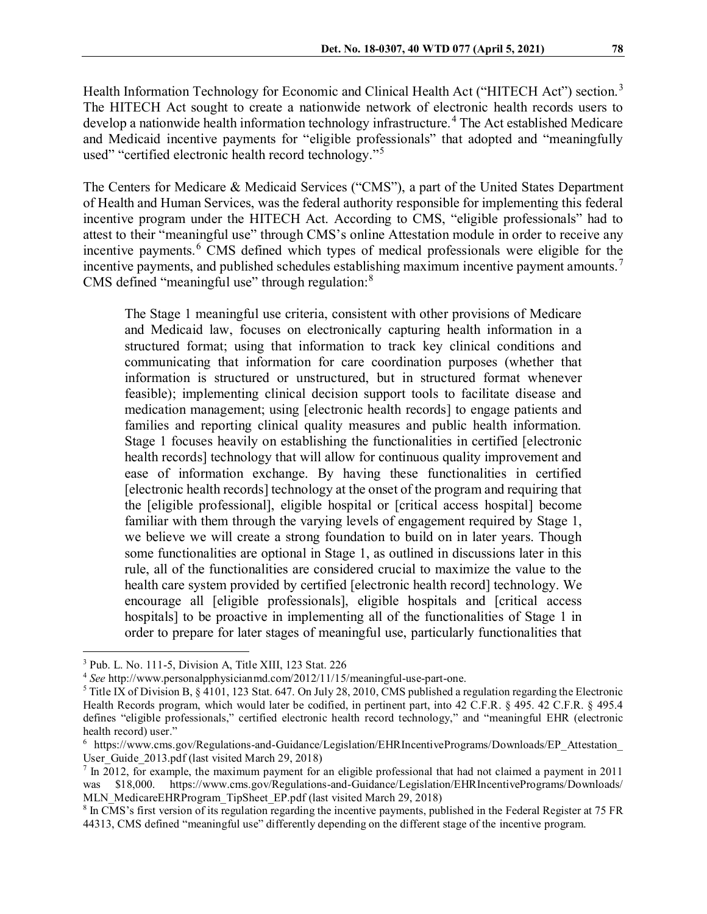Health Information Technology for Economic and Clinical Health Act ("HITECH Act") section.[3] The HITECH Act sought to create a nationwide network of electronic health records users to develop a nationwide health information technology infrastructure.[4] The Act established Medicare and Medicaid incentive payments for "eligible professionals" that adopted and "meaningfully used" "certified electronic health record technology."[5]

The Centers for Medicare & Medicaid Services ("CMS"), a part of the United States Department of Health and Human Services, was the federal authority responsible for implementing this federal incentive program under the HITECH Act. According to CMS, "eligible professionals" had to attest to their "meaningful use" through CMS's online Attestation module in order to receive any incentive payments.[6] CMS defined which types of medical professionals were eligible for the incentive payments, and published schedules establishing maximum incentive payment amounts.[7] CMS defined "meaningful use" through regulation:[8]

> The Stage 1 meaningful use criteria, consistent with other provisions of Medicare and Medicaid law, focuses on electronically capturing health information in a structured format; using that information to track key clinical conditions and communicating that information for care coordination purposes (whether that information is structured or unstructured, but in structured format whenever feasible); implementing clinical decision support tools to facilitate disease and medication management; using [electronic health records] to engage patients and families and reporting clinical quality measures and public health information. Stage 1 focuses heavily on establishing the functionalities in certified [electronic health records] technology that will allow for continuous quality improvement and ease of information exchange. By having these functionalities in certified [electronic health records] technology at the onset of the program and requiring that the [eligible professional], eligible hospital or [critical access hospital] become familiar with them through the varying levels of engagement required by Stage 1, we believe we will create a strong foundation to build on in later years. Though some functionalities are optional in Stage 1, as outlined in discussions later in this rule, all of the functionalities are considered crucial to maximize the value to the health care system provided by certified [electronic health record] technology. We encourage all [eligible professionals], eligible hospitals and [critical access hospitals] to be proactive in implementing all of the functionalities of Stage 1 in order to prepare for later stages of meaningful use, particularly functionalities that

---

[3] Pub. L. No. 111-5, Division A, Title XIII, 123 Stat. 226

[4] *See* http://www.personalpphysicianmd.com/2012/11/15/meaningful-use-part-one.

[5] Title IX of Division B, § 4101, 123 Stat. 647. On July 28, 2010, CMS published a regulation regarding the Electronic Health Records program, which would later be codified, in pertinent part, into 42 C.F.R. § 495. 42 C.F.R. § 495.4 defines "eligible professionals," certified electronic health record technology," and "meaningful EHR (electronic health record) user."

[6] https://www.cms.gov/Regulations-and-Guidance/Legislation/EHRIncentivePrograms/Downloads/EP_Attestation_User_Guide_2013.pdf (last visited March 29, 2018)

[7] In 2012, for example, the maximum payment for an eligible professional that had not claimed a payment in 2011 was $18,000. https://www.cms.gov/Regulations-and-Guidance/Legislation/EHRIncentivePrograms/Downloads/MLN_MedicareEHRProgram_TipSheet_EP.pdf (last visited March 29, 2018)

[8] In CMS's first version of its regulation regarding the incentive payments, published in the Federal Register at 75 FR 44313, CMS defined "meaningful use" differently depending on the different stage of the incentive program.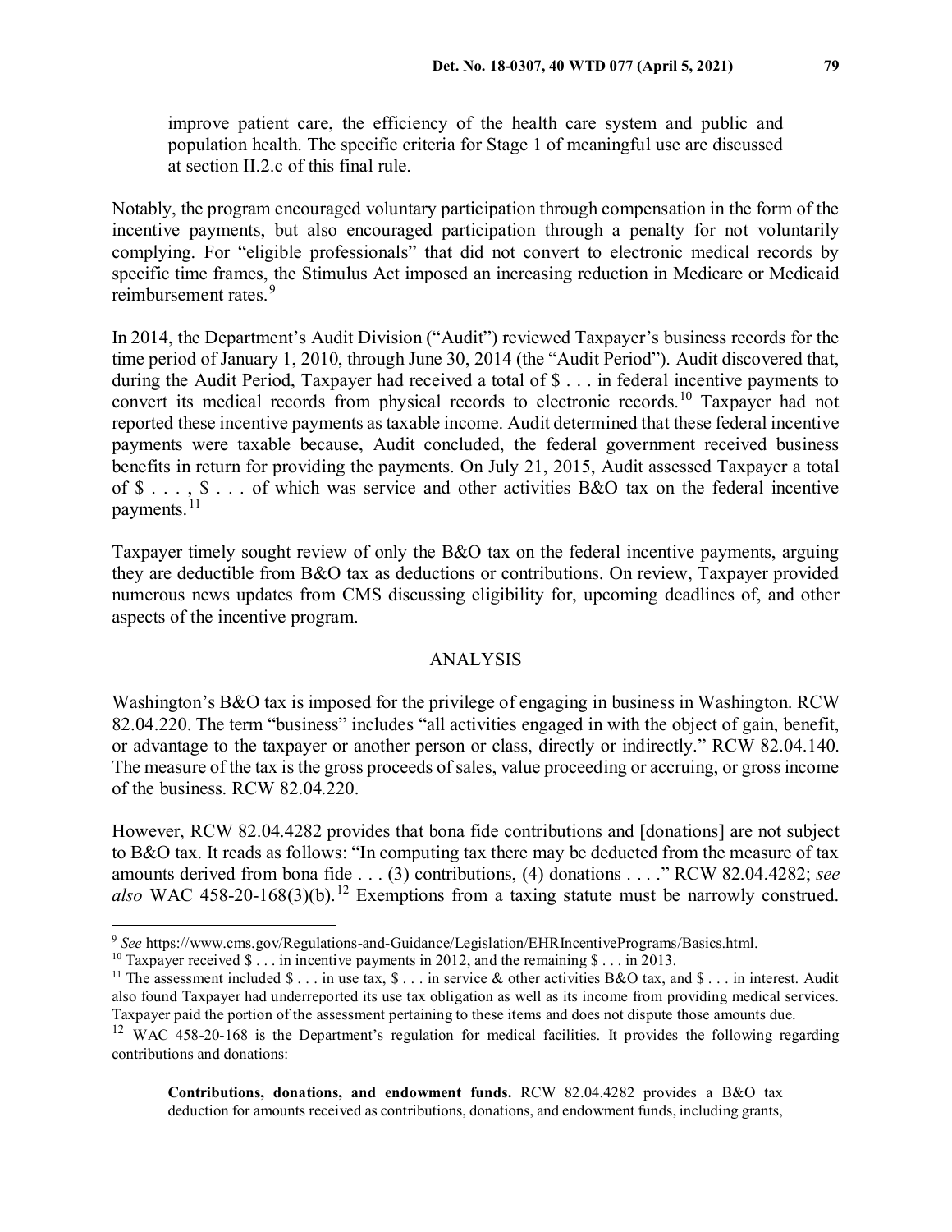improve patient care, the efficiency of the health care system and public and population health. The specific criteria for Stage 1 of meaningful use are discussed at section II.2.c of this final rule.

Notably, the program encouraged voluntary participation through compensation in the form of the incentive payments, but also encouraged participation through a penalty for not voluntarily complying. For "eligible professionals" that did not convert to electronic medical records by specific time frames, the Stimulus Act imposed an increasing reduction in Medicare or Medicaid reimbursement rates.[9]

In 2014, the Department's Audit Division ("Audit") reviewed Taxpayer's business records for the time period of January 1, 2010, through June 30, 2014 (the "Audit Period"). Audit discovered that, during the Audit Period, Taxpayer had received a total of $ . . . in federal incentive payments to convert its medical records from physical records to electronic records.[10] Taxpayer had not reported these incentive payments as taxable income. Audit determined that these federal incentive payments were taxable because, Audit concluded, the federal government received business benefits in return for providing the payments. On July 21, 2015, Audit assessed Taxpayer a total of $ . . . , $ . . . of which was service and other activities B&O tax on the federal incentive payments.[11]

Taxpayer timely sought review of only the B&O tax on the federal incentive payments, arguing they are deductible from B&O tax as deductions or contributions. On review, Taxpayer provided numerous news updates from CMS discussing eligibility for, upcoming deadlines of, and other aspects of the incentive program.

## ANALYSIS

Washington's B&O tax is imposed for the privilege of engaging in business in Washington. RCW 82.04.220. The term "business" includes "all activities engaged in with the object of gain, benefit, or advantage to the taxpayer or another person or class, directly or indirectly." RCW 82.04.140. The measure of the tax is the gross proceeds of sales, value proceeding or accruing, or gross income of the business. RCW 82.04.220.

However, RCW 82.04.4282 provides that bona fide contributions and [donations] are not subject to B&O tax. It reads as follows: "In computing tax there may be deducted from the measure of tax amounts derived from bona fide . . . (3) contributions, (4) donations . . . ." RCW 82.04.4282; *see also* WAC 458-20-168(3)(b).[12] Exemptions from a taxing statute must be narrowly construed.

---

[9] *See* https://www.cms.gov/Regulations-and-Guidance/Legislation/EHRIncentivePrograms/Basics.html.

[10] Taxpayer received $ . . . in incentive payments in 2012, and the remaining $ . . . in 2013.

[11] The assessment included $ . . . in use tax, $ . . . in service & other activities B&O tax, and $ . . . in interest. Audit also found Taxpayer had underreported its use tax obligation as well as its income from providing medical services. Taxpayer paid the portion of the assessment pertaining to these items and does not dispute those amounts due.

[12] WAC 458-20-168 is the Department's regulation for medical facilities. It provides the following regarding contributions and donations:

> **Contributions, donations, and endowment funds.** RCW 82.04.4282 provides a B&O tax deduction for amounts received as contributions, donations, and endowment funds, including grants,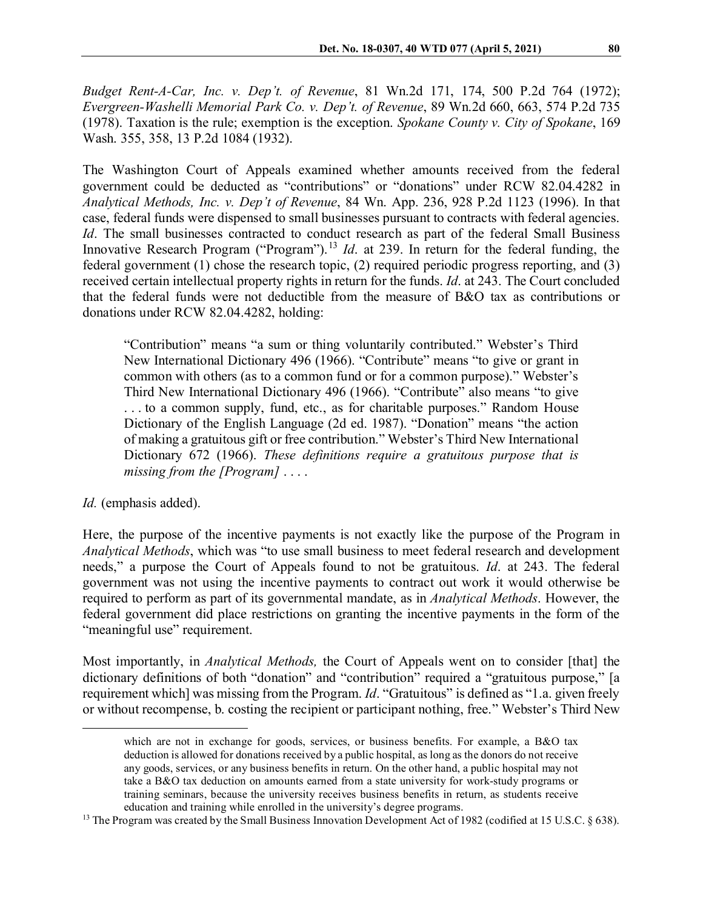*Budget Rent-A-Car, Inc. v. Dep't. of Revenue*, 81 Wn.2d 171, 174, 500 P.2d 764 (1972); *Evergreen-Washelli Memorial Park Co. v. Dep't. of Revenue*, 89 Wn.2d 660, 663, 574 P.2d 735 (1978). Taxation is the rule; exemption is the exception. *Spokane County v. City of Spokane*, 169 Wash. 355, 358, 13 P.2d 1084 (1932).

The Washington Court of Appeals examined whether amounts received from the federal government could be deducted as "contributions" or "donations" under RCW 82.04.4282 in *Analytical Methods, Inc. v. Dep't of Revenue*, 84 Wn. App. 236, 928 P.2d 1123 (1996). In that case, federal funds were dispensed to small businesses pursuant to contracts with federal agencies. *Id*. The small businesses contracted to conduct research as part of the federal Small Business Innovative Research Program ("Program").[13] *Id*. at 239. In return for the federal funding, the federal government (1) chose the research topic, (2) required periodic progress reporting, and (3) received certain intellectual property rights in return for the funds. *Id*. at 243. The Court concluded that the federal funds were not deductible from the measure of B&O tax as contributions or donations under RCW 82.04.4282, holding:

> "Contribution" means "a sum or thing voluntarily contributed." Webster's Third New International Dictionary 496 (1966). "Contribute" means "to give or grant in common with others (as to a common fund or for a common purpose)." Webster's Third New International Dictionary 496 (1966). "Contribute" also means "to give . . . to a common supply, fund, etc., as for charitable purposes." Random House Dictionary of the English Language (2d ed. 1987). "Donation" means "the action of making a gratuitous gift or free contribution." Webster's Third New International Dictionary 672 (1966). *These definitions require a gratuitous purpose that is missing from the [Program] . . . .*

*Id.* (emphasis added).

Here, the purpose of the incentive payments is not exactly like the purpose of the Program in *Analytical Methods*, which was "to use small business to meet federal research and development needs," a purpose the Court of Appeals found to not be gratuitous. *Id*. at 243. The federal government was not using the incentive payments to contract out work it would otherwise be required to perform as part of its governmental mandate, as in *Analytical Methods*. However, the federal government did place restrictions on granting the incentive payments in the form of the "meaningful use" requirement.

Most importantly, in *Analytical Methods,* the Court of Appeals went on to consider [that] the dictionary definitions of both "donation" and "contribution" required a "gratuitous purpose," [a requirement which] was missing from the Program. *Id*. "Gratuitous" is defined as "1.a. given freely or without recompense, b. costing the recipient or participant nothing, free." Webster's Third New

---

which are not in exchange for goods, services, or business benefits. For example, a B&O tax deduction is allowed for donations received by a public hospital, as long as the donors do not receive any goods, services, or any business benefits in return. On the other hand, a public hospital may not take a B&O tax deduction on amounts earned from a state university for work-study programs or training seminars, because the university receives business benefits in return, as students receive education and training while enrolled in the university's degree programs.

[13] The Program was created by the Small Business Innovation Development Act of 1982 (codified at 15 U.S.C. § 638).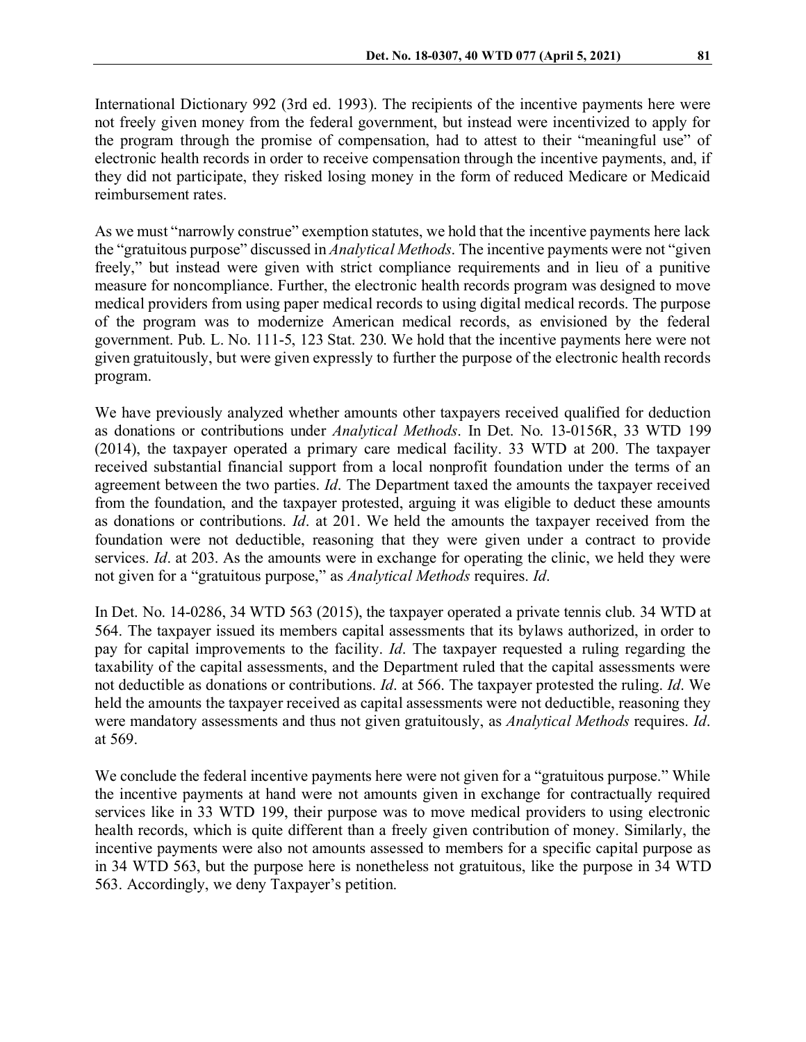International Dictionary 992 (3rd ed. 1993). The recipients of the incentive payments here were not freely given money from the federal government, but instead were incentivized to apply for the program through the promise of compensation, had to attest to their "meaningful use" of electronic health records in order to receive compensation through the incentive payments, and, if they did not participate, they risked losing money in the form of reduced Medicare or Medicaid reimbursement rates.

As we must "narrowly construe" exemption statutes, we hold that the incentive payments here lack the "gratuitous purpose" discussed in *Analytical Methods*. The incentive payments were not "given freely," but instead were given with strict compliance requirements and in lieu of a punitive measure for noncompliance. Further, the electronic health records program was designed to move medical providers from using paper medical records to using digital medical records. The purpose of the program was to modernize American medical records, as envisioned by the federal government. Pub. L. No. 111-5, 123 Stat. 230. We hold that the incentive payments here were not given gratuitously, but were given expressly to further the purpose of the electronic health records program.

We have previously analyzed whether amounts other taxpayers received qualified for deduction as donations or contributions under *Analytical Methods*. In Det. No. 13-0156R, 33 WTD 199 (2014), the taxpayer operated a primary care medical facility. 33 WTD at 200. The taxpayer received substantial financial support from a local nonprofit foundation under the terms of an agreement between the two parties. *Id*. The Department taxed the amounts the taxpayer received from the foundation, and the taxpayer protested, arguing it was eligible to deduct these amounts as donations or contributions. *Id*. at 201. We held the amounts the taxpayer received from the foundation were not deductible, reasoning that they were given under a contract to provide services. *Id*. at 203. As the amounts were in exchange for operating the clinic, we held they were not given for a "gratuitous purpose," as *Analytical Methods* requires. *Id*.

In Det. No. 14-0286, 34 WTD 563 (2015), the taxpayer operated a private tennis club. 34 WTD at 564. The taxpayer issued its members capital assessments that its bylaws authorized, in order to pay for capital improvements to the facility. *Id*. The taxpayer requested a ruling regarding the taxability of the capital assessments, and the Department ruled that the capital assessments were not deductible as donations or contributions. *Id*. at 566. The taxpayer protested the ruling. *Id*. We held the amounts the taxpayer received as capital assessments were not deductible, reasoning they were mandatory assessments and thus not given gratuitously, as *Analytical Methods* requires. *Id*. at 569.

We conclude the federal incentive payments here were not given for a "gratuitous purpose." While the incentive payments at hand were not amounts given in exchange for contractually required services like in 33 WTD 199, their purpose was to move medical providers to using electronic health records, which is quite different than a freely given contribution of money. Similarly, the incentive payments were also not amounts assessed to members for a specific capital purpose as in 34 WTD 563, but the purpose here is nonetheless not gratuitous, like the purpose in 34 WTD 563. Accordingly, we deny Taxpayer's petition.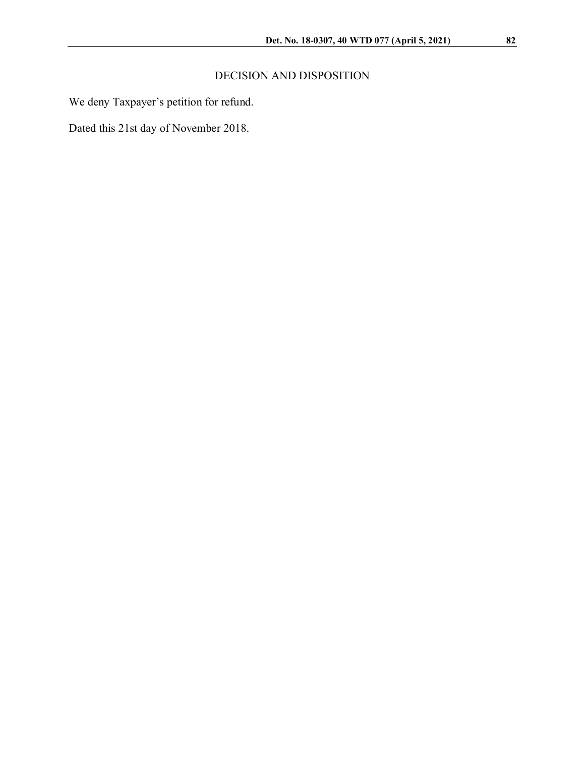## DECISION AND DISPOSITION

We deny Taxpayer's petition for refund.

Dated this 21st day of November 2018.